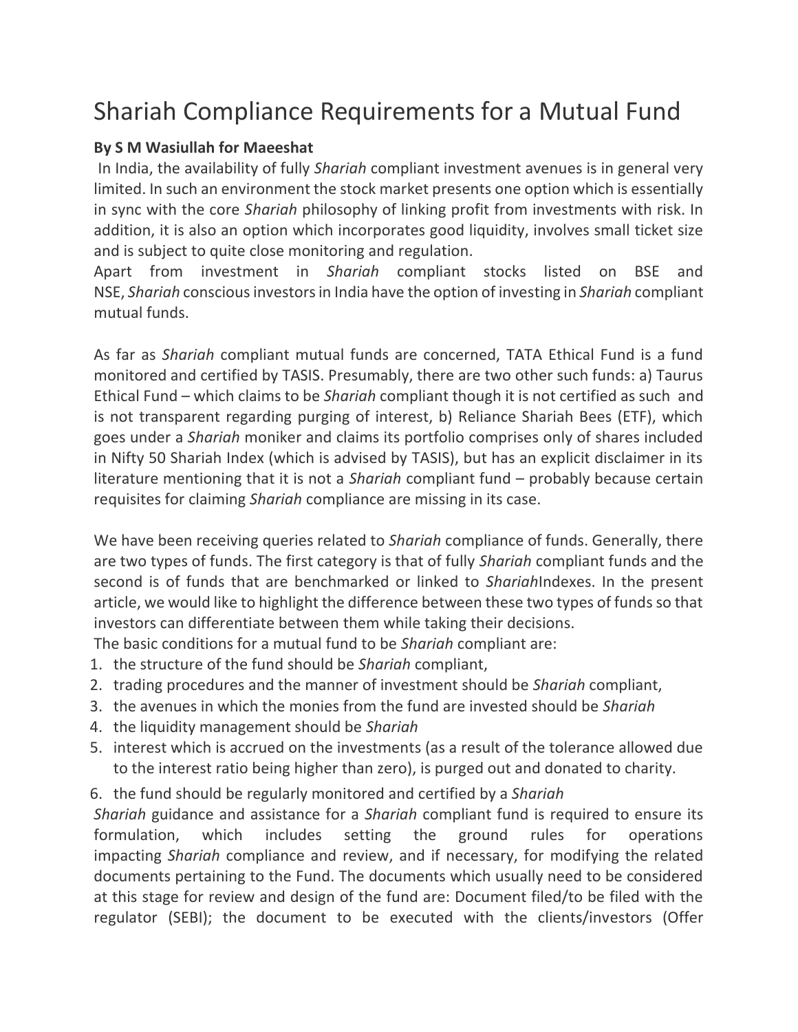# Shariah Compliance Requirements for a Mutual Fund

**By S M Wasiullah for Maeeshat**

In India, the availability of fully *Shariah* compliant investment avenues is in general very limited. In such an environment the stock market presents one option which is essentially in sync with the core *Shariah* philosophy of linking profit from investments with risk. In addition, it is also an option which incorporates good liquidity, involves small ticket size and is subject to quite close monitoring and regulation.

Apart from investment in *Shariah* compliant stocks listed on BSE and NSE, *Shariah* conscious investors in India have the option of investing in *Shariah* compliant mutual funds.

As far as *Shariah* compliant mutual funds are concerned, TATA Ethical Fund is a fund monitored and certified by TASIS. Presumably, there are two other such funds: a) Taurus Ethical Fund – which claims to be *Shariah* compliant though it is not certified as such and is not transparent regarding purging of interest, b) Reliance Shariah Bees (ETF), which goes under a *Shariah* moniker and claims its portfolio comprises only of shares included in Nifty 50 Shariah Index (which is advised by TASIS), but has an explicit disclaimer in its literature mentioning that it is not a *Shariah* compliant fund – probably because certain requisites for claiming *Shariah* compliance are missing in its case.

We have been receiving queries related to *Shariah* compliance of funds. Generally, there are two types of funds. The first category is that of fully *Shariah* compliant funds and the second is of funds that are benchmarked or linked to *Shariah*Indexes. In the present article, we would like to highlight the difference between these two types of funds so that investors can differentiate between them while taking their decisions.

The basic conditions for a mutual fund to be *Shariah* compliant are:

1. the structure of the fund should be *Shariah* compliant,
2. trading procedures and the manner of investment should be *Shariah* compliant,
3. the avenues in which the monies from the fund are invested should be *Shariah*
4. the liquidity management should be *Shariah*
5. interest which is accrued on the investments (as a result of the tolerance allowed due to the interest ratio being higher than zero), is purged out and donated to charity.
6. the fund should be regularly monitored and certified by a *Shariah*

*Shariah* guidance and assistance for a *Shariah* compliant fund is required to ensure its formulation, which includes setting the ground rules for operations impacting *Shariah* compliance and review, and if necessary, for modifying the related documents pertaining to the Fund. The documents which usually need to be considered at this stage for review and design of the fund are: Document filed/to be filed with the regulator (SEBI); the document to be executed with the clients/investors (Offer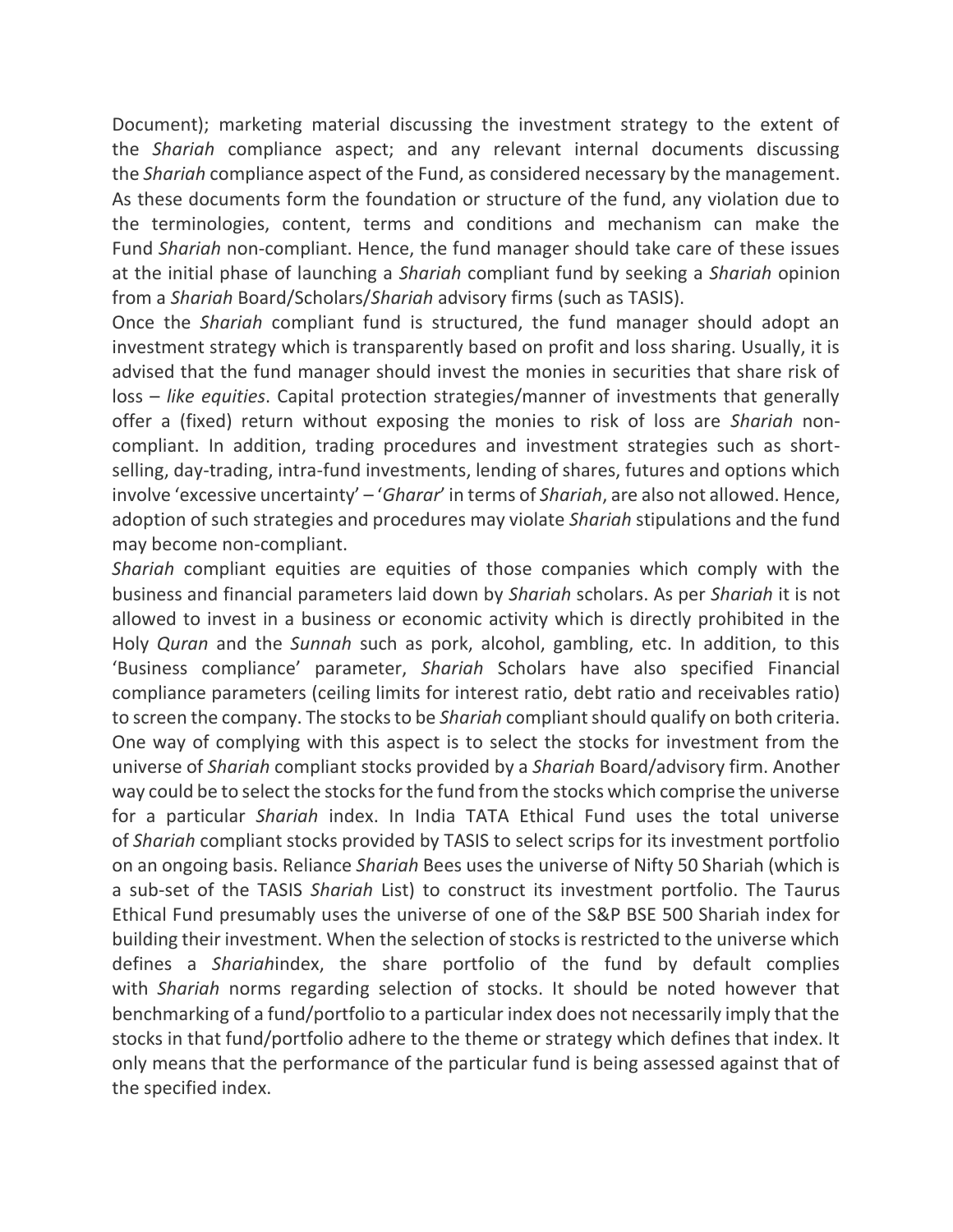Document); marketing material discussing the investment strategy to the extent of the *Shariah* compliance aspect; and any relevant internal documents discussing the *Shariah* compliance aspect of the Fund, as considered necessary by the management. As these documents form the foundation or structure of the fund, any violation due to the terminologies, content, terms and conditions and mechanism can make the Fund *Shariah* non-compliant. Hence, the fund manager should take care of these issues at the initial phase of launching a *Shariah* compliant fund by seeking a *Shariah* opinion from a *Shariah* Board/Scholars/*Shariah* advisory firms (such as TASIS).

Once the *Shariah* compliant fund is structured, the fund manager should adopt an investment strategy which is transparently based on profit and loss sharing. Usually, it is advised that the fund manager should invest the monies in securities that share risk of loss – *like equities*. Capital protection strategies/manner of investments that generally offer a (fixed) return without exposing the monies to risk of loss are *Shariah* non-compliant. In addition, trading procedures and investment strategies such as short-selling, day-trading, intra-fund investments, lending of shares, futures and options which involve 'excessive uncertainty' – '*Gharar*' in terms of *Shariah*, are also not allowed. Hence, adoption of such strategies and procedures may violate *Shariah* stipulations and the fund may become non-compliant.

*Shariah* compliant equities are equities of those companies which comply with the business and financial parameters laid down by *Shariah* scholars. As per *Shariah* it is not allowed to invest in a business or economic activity which is directly prohibited in the Holy *Quran* and the *Sunnah* such as pork, alcohol, gambling, etc. In addition, to this 'Business compliance' parameter, *Shariah* Scholars have also specified Financial compliance parameters (ceiling limits for interest ratio, debt ratio and receivables ratio) to screen the company. The stocks to be *Shariah* compliant should qualify on both criteria. One way of complying with this aspect is to select the stocks for investment from the universe of *Shariah* compliant stocks provided by a *Shariah* Board/advisory firm. Another way could be to select the stocks for the fund from the stocks which comprise the universe for a particular *Shariah* index. In India TATA Ethical Fund uses the total universe of *Shariah* compliant stocks provided by TASIS to select scrips for its investment portfolio on an ongoing basis. Reliance *Shariah* Bees uses the universe of Nifty 50 Shariah (which is a sub-set of the TASIS *Shariah* List) to construct its investment portfolio. The Taurus Ethical Fund presumably uses the universe of one of the S&P BSE 500 Shariah index for building their investment. When the selection of stocks is restricted to the universe which defines a *Shariah*index, the share portfolio of the fund by default complies with *Shariah* norms regarding selection of stocks. It should be noted however that benchmarking of a fund/portfolio to a particular index does not necessarily imply that the stocks in that fund/portfolio adhere to the theme or strategy which defines that index. It only means that the performance of the particular fund is being assessed against that of the specified index.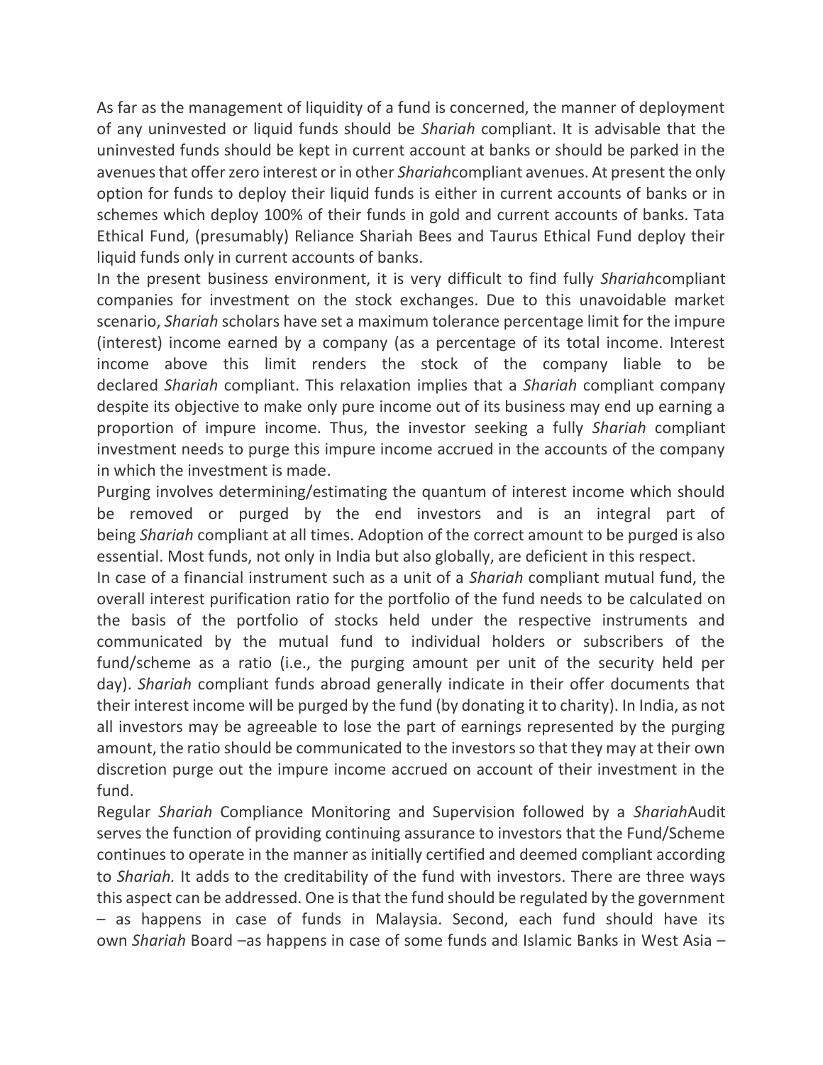As far as the management of liquidity of a fund is concerned, the manner of deployment of any uninvested or liquid funds should be *Shariah* compliant. It is advisable that the uninvested funds should be kept in current account at banks or should be parked in the avenues that offer zero interest or in other *Shariah*compliant avenues. At present the only option for funds to deploy their liquid funds is either in current accounts of banks or in schemes which deploy 100% of their funds in gold and current accounts of banks. Tata Ethical Fund, (presumably) Reliance Shariah Bees and Taurus Ethical Fund deploy their liquid funds only in current accounts of banks.

In the present business environment, it is very difficult to find fully *Shariah*compliant companies for investment on the stock exchanges. Due to this unavoidable market scenario, *Shariah* scholars have set a maximum tolerance percentage limit for the impure (interest) income earned by a company (as a percentage of its total income. Interest income above this limit renders the stock of the company liable to be declared *Shariah* compliant. This relaxation implies that a *Shariah* compliant company despite its objective to make only pure income out of its business may end up earning a proportion of impure income. Thus, the investor seeking a fully *Shariah* compliant investment needs to purge this impure income accrued in the accounts of the company in which the investment is made.

Purging involves determining/estimating the quantum of interest income which should be removed or purged by the end investors and is an integral part of being *Shariah* compliant at all times. Adoption of the correct amount to be purged is also essential. Most funds, not only in India but also globally, are deficient in this respect.

In case of a financial instrument such as a unit of a *Shariah* compliant mutual fund, the overall interest purification ratio for the portfolio of the fund needs to be calculated on the basis of the portfolio of stocks held under the respective instruments and communicated by the mutual fund to individual holders or subscribers of the fund/scheme as a ratio (i.e., the purging amount per unit of the security held per day). *Shariah* compliant funds abroad generally indicate in their offer documents that their interest income will be purged by the fund (by donating it to charity). In India, as not all investors may be agreeable to lose the part of earnings represented by the purging amount, the ratio should be communicated to the investors so that they may at their own discretion purge out the impure income accrued on account of their investment in the fund.

Regular *Shariah* Compliance Monitoring and Supervision followed by a *Shariah*Audit serves the function of providing continuing assurance to investors that the Fund/Scheme continues to operate in the manner as initially certified and deemed compliant according to *Shariah.* It adds to the creditability of the fund with investors. There are three ways this aspect can be addressed. One is that the fund should be regulated by the government – as happens in case of funds in Malaysia. Second, each fund should have its own *Shariah* Board –as happens in case of some funds and Islamic Banks in West Asia –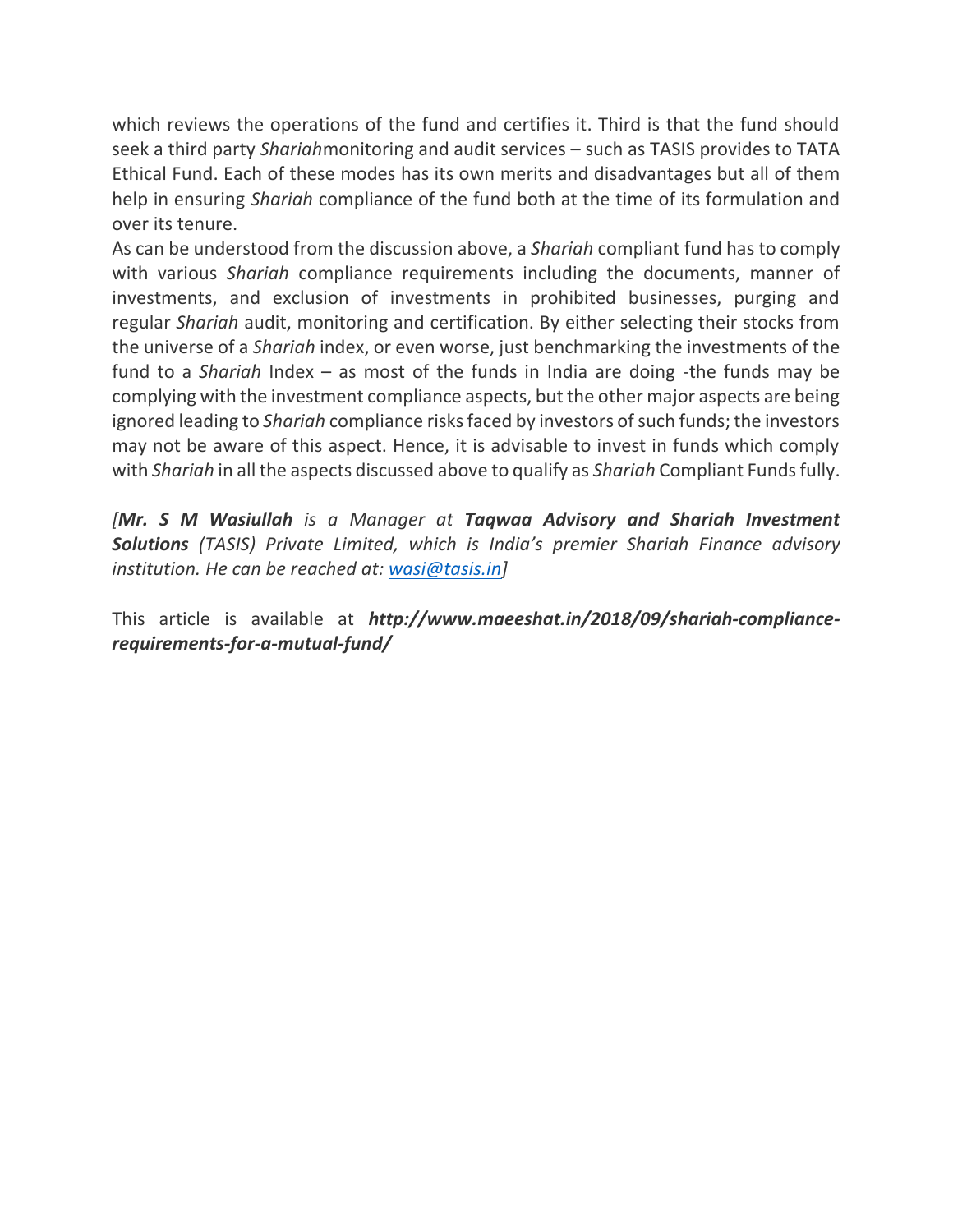which reviews the operations of the fund and certifies it. Third is that the fund should seek a third party *Shariah*monitoring and audit services – such as TASIS provides to TATA Ethical Fund. Each of these modes has its own merits and disadvantages but all of them help in ensuring *Shariah* compliance of the fund both at the time of its formulation and over its tenure.

As can be understood from the discussion above, a *Shariah* compliant fund has to comply with various *Shariah* compliance requirements including the documents, manner of investments, and exclusion of investments in prohibited businesses, purging and regular *Shariah* audit, monitoring and certification. By either selecting their stocks from the universe of a *Shariah* index, or even worse, just benchmarking the investments of the fund to a *Shariah* Index – as most of the funds in India are doing -the funds may be complying with the investment compliance aspects, but the other major aspects are being ignored leading to *Shariah* compliance risks faced by investors of such funds; the investors may not be aware of this aspect. Hence, it is advisable to invest in funds which comply with *Shariah* in all the aspects discussed above to qualify as *Shariah* Compliant Funds fully.

*[**Mr. S M Wasiullah** is a Manager at **Taqwaa Advisory and Shariah Investment Solutions** (TASIS) Private Limited, which is India's premier Shariah Finance advisory institution. He can be reached at: wasi@tasis.in]*

This article is available at ***http://www.maeeshat.in/2018/09/shariah-compliance-requirements-for-a-mutual-fund/***